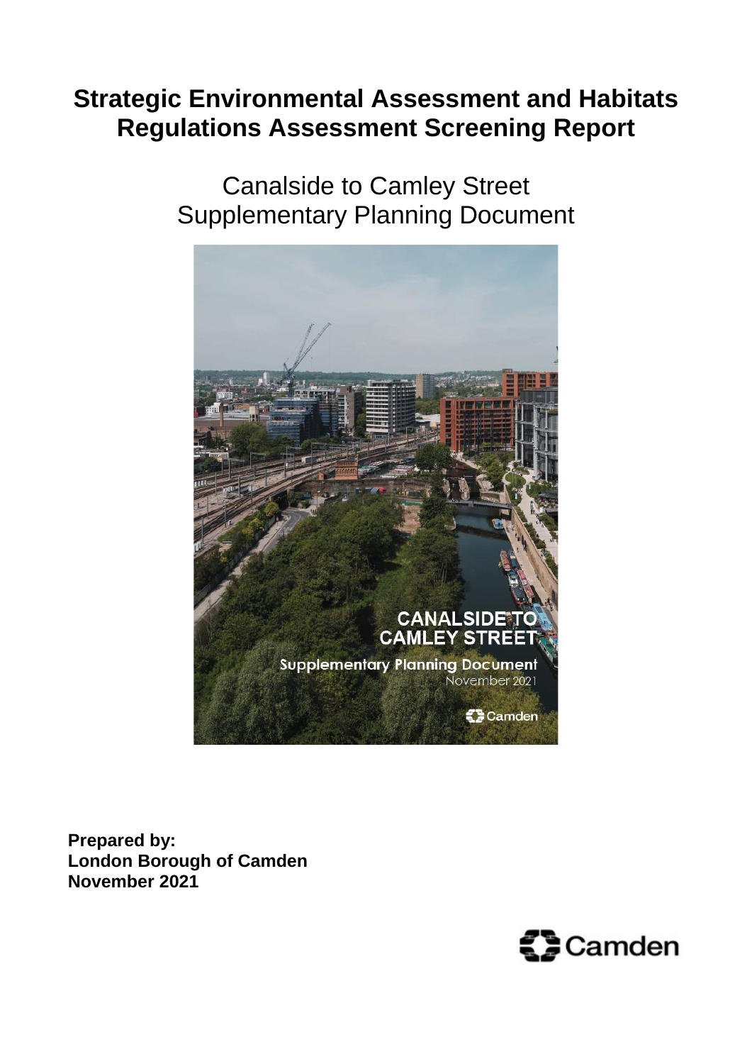# Strategic Environmental Assessment and Habitats Regulations Assessment Screening Report

Canalside to Camley Street
Supplementary Planning Document

**Prepared by:**
**London Borough of Camden**
**November 2021**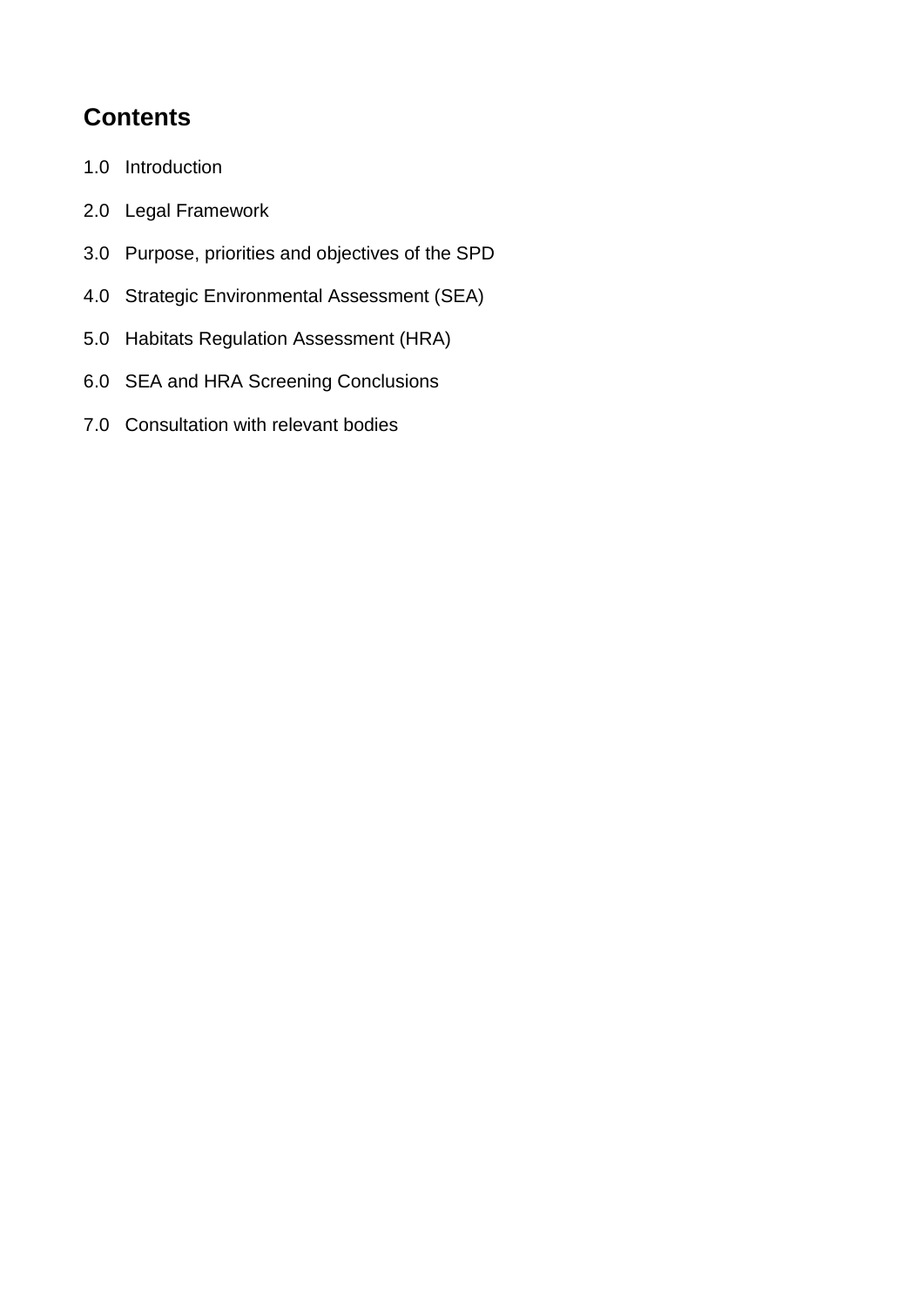## Contents

1.0 Introduction

2.0 Legal Framework

3.0 Purpose, priorities and objectives of the SPD

4.0 Strategic Environmental Assessment (SEA)

5.0 Habitats Regulation Assessment (HRA)

6.0 SEA and HRA Screening Conclusions

7.0 Consultation with relevant bodies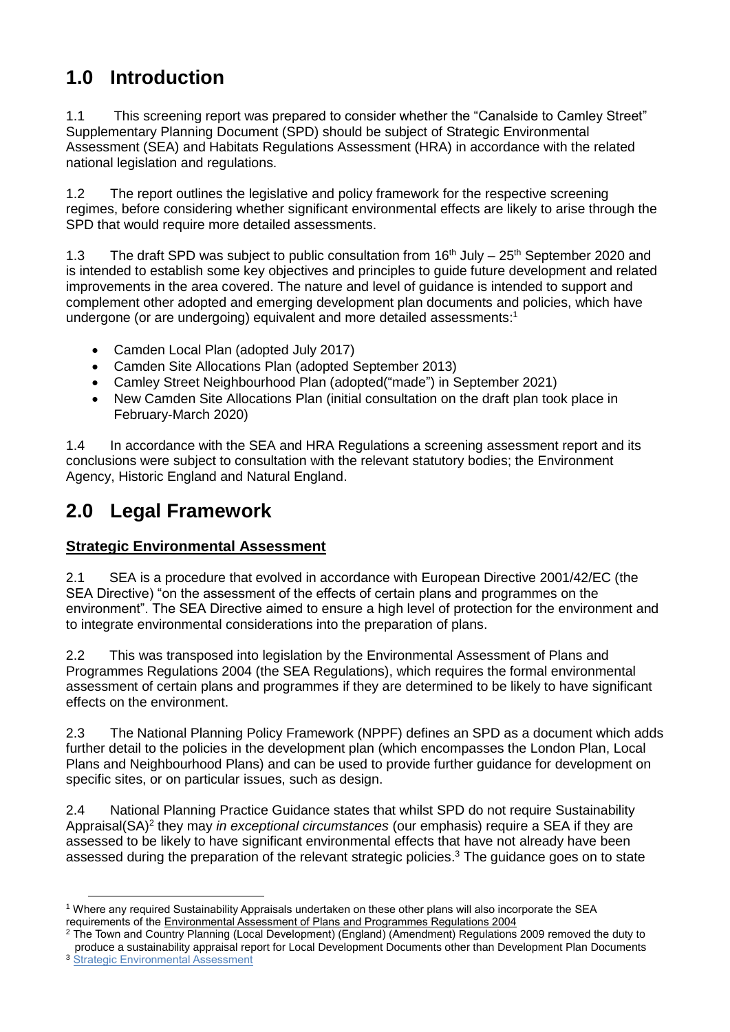# 1.0 Introduction

1.1 This screening report was prepared to consider whether the "Canalside to Camley Street" Supplementary Planning Document (SPD) should be subject of Strategic Environmental Assessment (SEA) and Habitats Regulations Assessment (HRA) in accordance with the related national legislation and regulations.

1.2 The report outlines the legislative and policy framework for the respective screening regimes, before considering whether significant environmental effects are likely to arise through the SPD that would require more detailed assessments.

1.3 The draft SPD was subject to public consultation from 16th July – 25th September 2020 and is intended to establish some key objectives and principles to guide future development and related improvements in the area covered. The nature and level of guidance is intended to support and complement other adopted and emerging development plan documents and policies, which have undergone (or are undergoing) equivalent and more detailed assessments:[1]

- Camden Local Plan (adopted July 2017)
- Camden Site Allocations Plan (adopted September 2013)
- Camley Street Neighbourhood Plan (adopted("made") in September 2021)
- New Camden Site Allocations Plan (initial consultation on the draft plan took place in February-March 2020)

1.4 In accordance with the SEA and HRA Regulations a screening assessment report and its conclusions were subject to consultation with the relevant statutory bodies; the Environment Agency, Historic England and Natural England.

# 2.0 Legal Framework

## Strategic Environmental Assessment

2.1 SEA is a procedure that evolved in accordance with European Directive 2001/42/EC (the SEA Directive) "on the assessment of the effects of certain plans and programmes on the environment". The SEA Directive aimed to ensure a high level of protection for the environment and to integrate environmental considerations into the preparation of plans.

2.2 This was transposed into legislation by the Environmental Assessment of Plans and Programmes Regulations 2004 (the SEA Regulations), which requires the formal environmental assessment of certain plans and programmes if they are determined to be likely to have significant effects on the environment.

2.3 The National Planning Policy Framework (NPPF) defines an SPD as a document which adds further detail to the policies in the development plan (which encompasses the London Plan, Local Plans and Neighbourhood Plans) and can be used to provide further guidance for development on specific sites, or on particular issues, such as design.

2.4 National Planning Practice Guidance states that whilst SPD do not require Sustainability Appraisal(SA)[2] they may *in exceptional circumstances* (our emphasis) require a SEA if they are assessed to be likely to have significant environmental effects that have not already have been assessed during the preparation of the relevant strategic policies.[3] The guidance goes on to state

---

[1] Where any required Sustainability Appraisals undertaken on these other plans will also incorporate the SEA requirements of the Environmental Assessment of Plans and Programmes Regulations 2004

[2] The Town and Country Planning (Local Development) (England) (Amendment) Regulations 2009 removed the duty to produce a sustainability appraisal report for Local Development Documents other than Development Plan Documents

[3] Strategic Environmental Assessment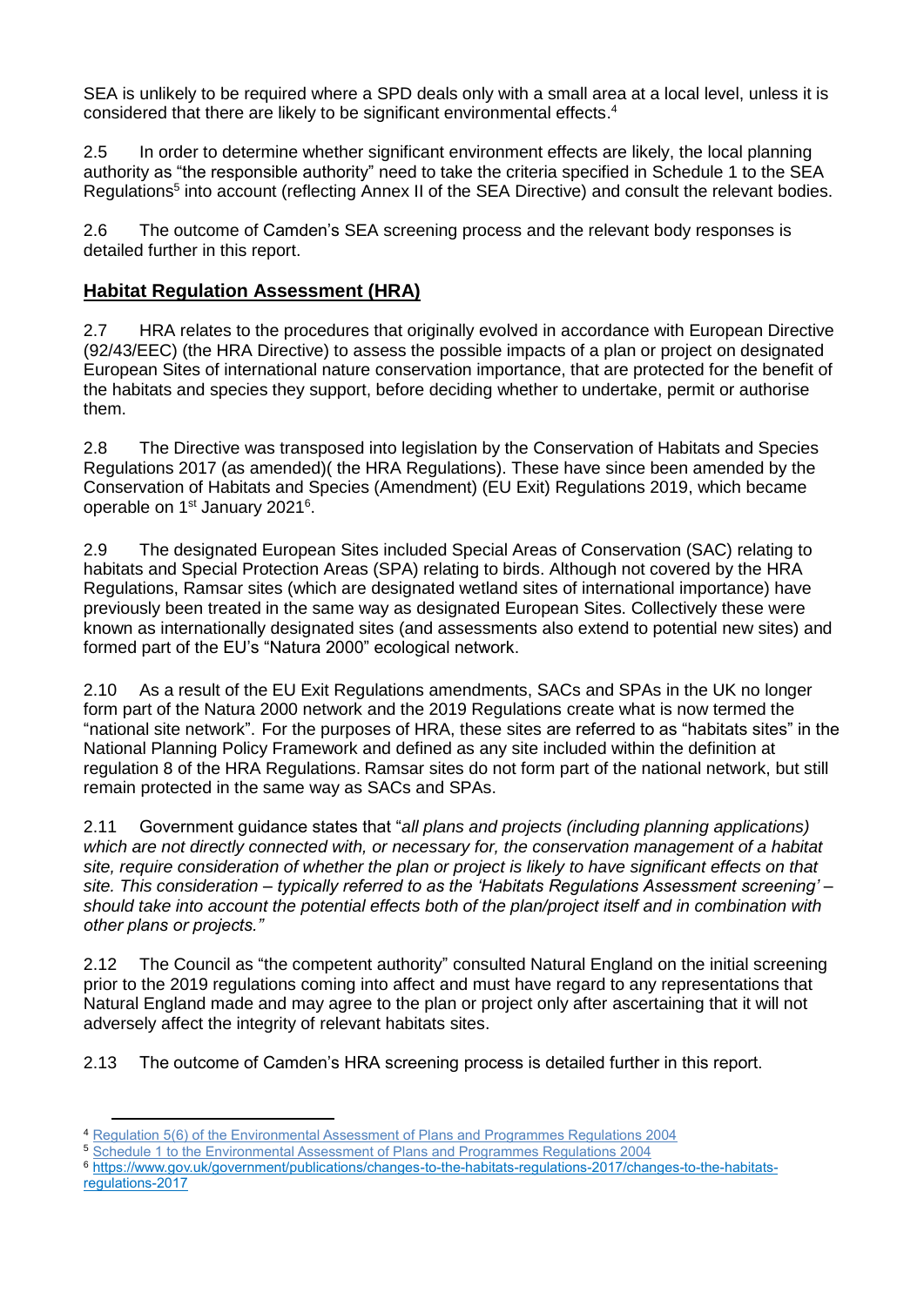SEA is unlikely to be required where a SPD deals only with a small area at a local level, unless it is considered that there are likely to be significant environmental effects.[4]

2.5 In order to determine whether significant environment effects are likely, the local planning authority as "the responsible authority" need to take the criteria specified in Schedule 1 to the SEA Regulations[5] into account (reflecting Annex II of the SEA Directive) and consult the relevant bodies.

2.6 The outcome of Camden's SEA screening process and the relevant body responses is detailed further in this report.

## Habitat Regulation Assessment (HRA)

2.7 HRA relates to the procedures that originally evolved in accordance with European Directive (92/43/EEC) (the HRA Directive) to assess the possible impacts of a plan or project on designated European Sites of international nature conservation importance, that are protected for the benefit of the habitats and species they support, before deciding whether to undertake, permit or authorise them.

2.8 The Directive was transposed into legislation by the Conservation of Habitats and Species Regulations 2017 (as amended)( the HRA Regulations). These have since been amended by the Conservation of Habitats and Species (Amendment) (EU Exit) Regulations 2019, which became operable on 1st January 2021[6].

2.9 The designated European Sites included Special Areas of Conservation (SAC) relating to habitats and Special Protection Areas (SPA) relating to birds. Although not covered by the HRA Regulations, Ramsar sites (which are designated wetland sites of international importance) have previously been treated in the same way as designated European Sites. Collectively these were known as internationally designated sites (and assessments also extend to potential new sites) and formed part of the EU's "Natura 2000" ecological network.

2.10 As a result of the EU Exit Regulations amendments, SACs and SPAs in the UK no longer form part of the Natura 2000 network and the 2019 Regulations create what is now termed the "national site network". For the purposes of HRA, these sites are referred to as "habitats sites" in the National Planning Policy Framework and defined as any site included within the definition at regulation 8 of the HRA Regulations. Ramsar sites do not form part of the national network, but still remain protected in the same way as SACs and SPAs.

2.11 Government guidance states that "*all plans and projects (including planning applications) which are not directly connected with, or necessary for, the conservation management of a habitat site, require consideration of whether the plan or project is likely to have significant effects on that site. This consideration – typically referred to as the 'Habitats Regulations Assessment screening' – should take into account the potential effects both of the plan/project itself and in combination with other plans or projects.*"

2.12 The Council as "the competent authority" consulted Natural England on the initial screening prior to the 2019 regulations coming into affect and must have regard to any representations that Natural England made and may agree to the plan or project only after ascertaining that it will not adversely affect the integrity of relevant habitats sites.

2.13 The outcome of Camden's HRA screening process is detailed further in this report.

---

[4] Regulation 5(6) of the Environmental Assessment of Plans and Programmes Regulations 2004

[5] Schedule 1 to the Environmental Assessment of Plans and Programmes Regulations 2004

[6] https://www.gov.uk/government/publications/changes-to-the-habitats-regulations-2017/changes-to-the-habitats-regulations-2017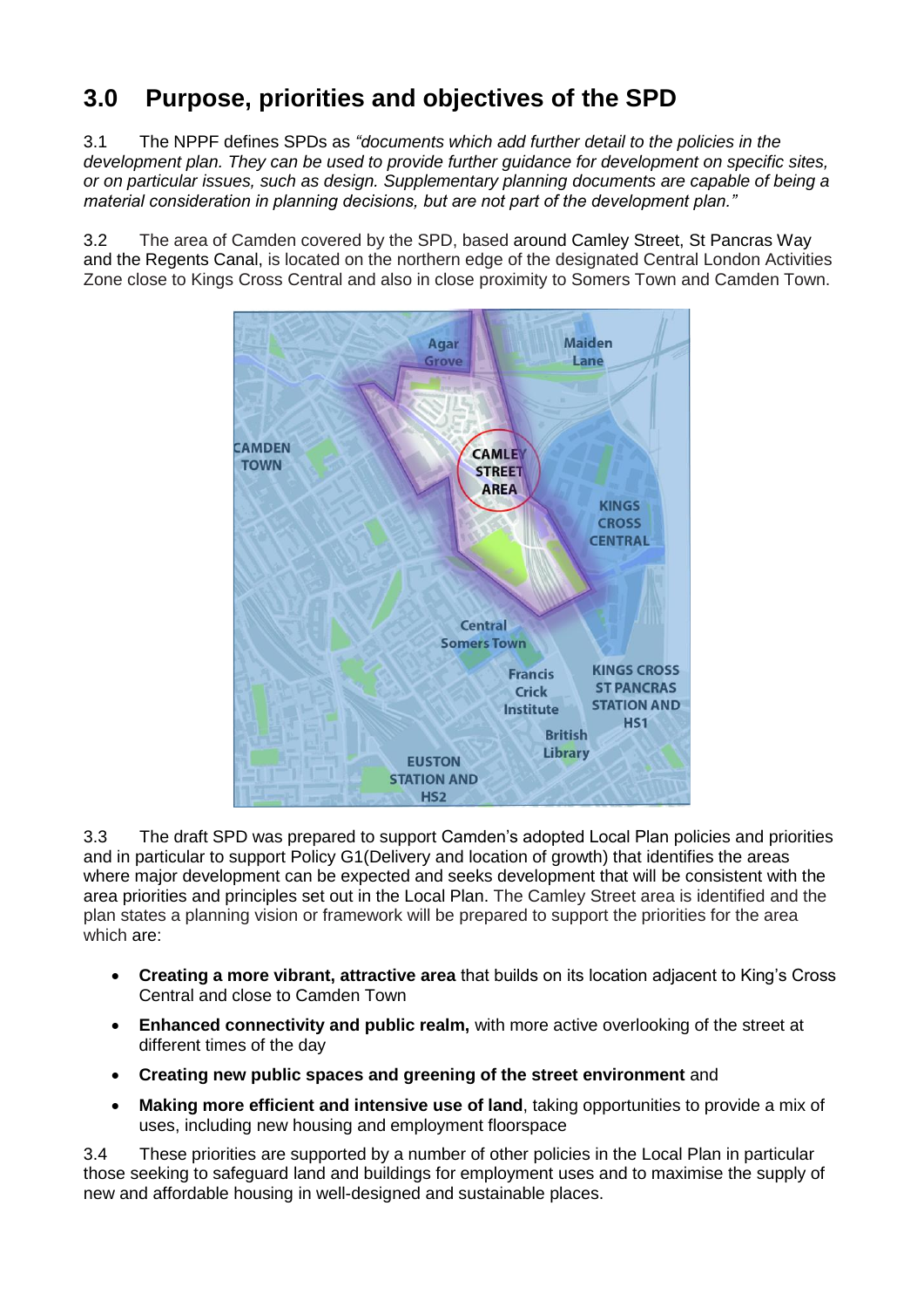# 3.0 Purpose, priorities and objectives of the SPD

3.1 The NPPF defines SPDs as *"documents which add further detail to the policies in the development plan. They can be used to provide further guidance for development on specific sites, or on particular issues, such as design. Supplementary planning documents are capable of being a material consideration in planning decisions, but are not part of the development plan."*

3.2 The area of Camden covered by the SPD, based around Camley Street, St Pancras Way and the Regents Canal, is located on the northern edge of the designated Central London Activities Zone close to Kings Cross Central and also in close proximity to Somers Town and Camden Town.

3.3 The draft SPD was prepared to support Camden's adopted Local Plan policies and priorities and in particular to support Policy G1(Delivery and location of growth) that identifies the areas where major development can be expected and seeks development that will be consistent with the area priorities and principles set out in the Local Plan. The Camley Street area is identified and the plan states a planning vision or framework will be prepared to support the priorities for the area which are:

- **Creating a more vibrant, attractive area** that builds on its location adjacent to King's Cross Central and close to Camden Town
- **Enhanced connectivity and public realm,** with more active overlooking of the street at different times of the day
- **Creating new public spaces and greening of the street environment** and
- **Making more efficient and intensive use of land**, taking opportunities to provide a mix of uses, including new housing and employment floorspace

3.4 These priorities are supported by a number of other policies in the Local Plan in particular those seeking to safeguard land and buildings for employment uses and to maximise the supply of new and affordable housing in well-designed and sustainable places.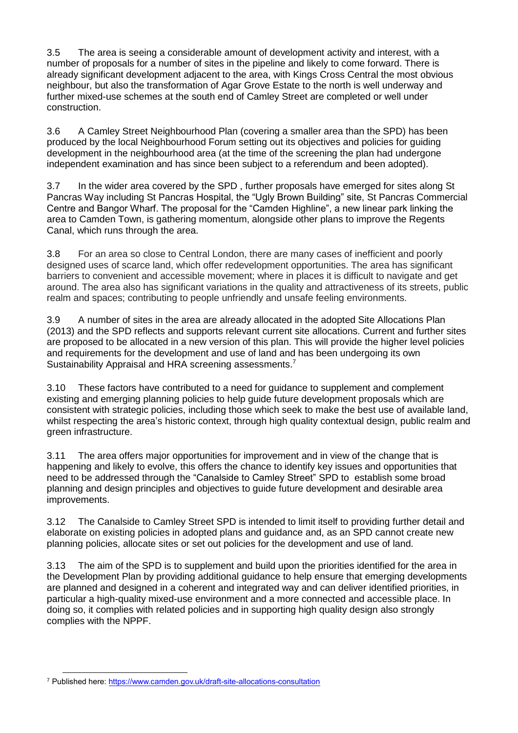3.5 The area is seeing a considerable amount of development activity and interest, with a number of proposals for a number of sites in the pipeline and likely to come forward. There is already significant development adjacent to the area, with Kings Cross Central the most obvious neighbour, but also the transformation of Agar Grove Estate to the north is well underway and further mixed-use schemes at the south end of Camley Street are completed or well under construction.

3.6 A Camley Street Neighbourhood Plan (covering a smaller area than the SPD) has been produced by the local Neighbourhood Forum setting out its objectives and policies for guiding development in the neighbourhood area (at the time of the screening the plan had undergone independent examination and has since been subject to a referendum and been adopted).

3.7 In the wider area covered by the SPD , further proposals have emerged for sites along St Pancras Way including St Pancras Hospital, the "Ugly Brown Building" site, St Pancras Commercial Centre and Bangor Wharf. The proposal for the "Camden Highline", a new linear park linking the area to Camden Town, is gathering momentum, alongside other plans to improve the Regents Canal, which runs through the area.

3.8 For an area so close to Central London, there are many cases of inefficient and poorly designed uses of scarce land, which offer redevelopment opportunities. The area has significant barriers to convenient and accessible movement; where in places it is difficult to navigate and get around. The area also has significant variations in the quality and attractiveness of its streets, public realm and spaces; contributing to people unfriendly and unsafe feeling environments.

3.9 A number of sites in the area are already allocated in the adopted Site Allocations Plan (2013) and the SPD reflects and supports relevant current site allocations. Current and further sites are proposed to be allocated in a new version of this plan. This will provide the higher level policies and requirements for the development and use of land and has been undergoing its own Sustainability Appraisal and HRA screening assessments.[7]

3.10 These factors have contributed to a need for guidance to supplement and complement existing and emerging planning policies to help guide future development proposals which are consistent with strategic policies, including those which seek to make the best use of available land, whilst respecting the area's historic context, through high quality contextual design, public realm and green infrastructure.

3.11 The area offers major opportunities for improvement and in view of the change that is happening and likely to evolve, this offers the chance to identify key issues and opportunities that need to be addressed through the "Canalside to Camley Street" SPD to establish some broad planning and design principles and objectives to guide future development and desirable area improvements.

3.12 The Canalside to Camley Street SPD is intended to limit itself to providing further detail and elaborate on existing policies in adopted plans and guidance and, as an SPD cannot create new planning policies, allocate sites or set out policies for the development and use of land.

3.13 The aim of the SPD is to supplement and build upon the priorities identified for the area in the Development Plan by providing additional guidance to help ensure that emerging developments are planned and designed in a coherent and integrated way and can deliver identified priorities, in particular a high-quality mixed-use environment and a more connected and accessible place. In doing so, it complies with related policies and in supporting high quality design also strongly complies with the NPPF.

---

[7] Published here: https://www.camden.gov.uk/draft-site-allocations-consultation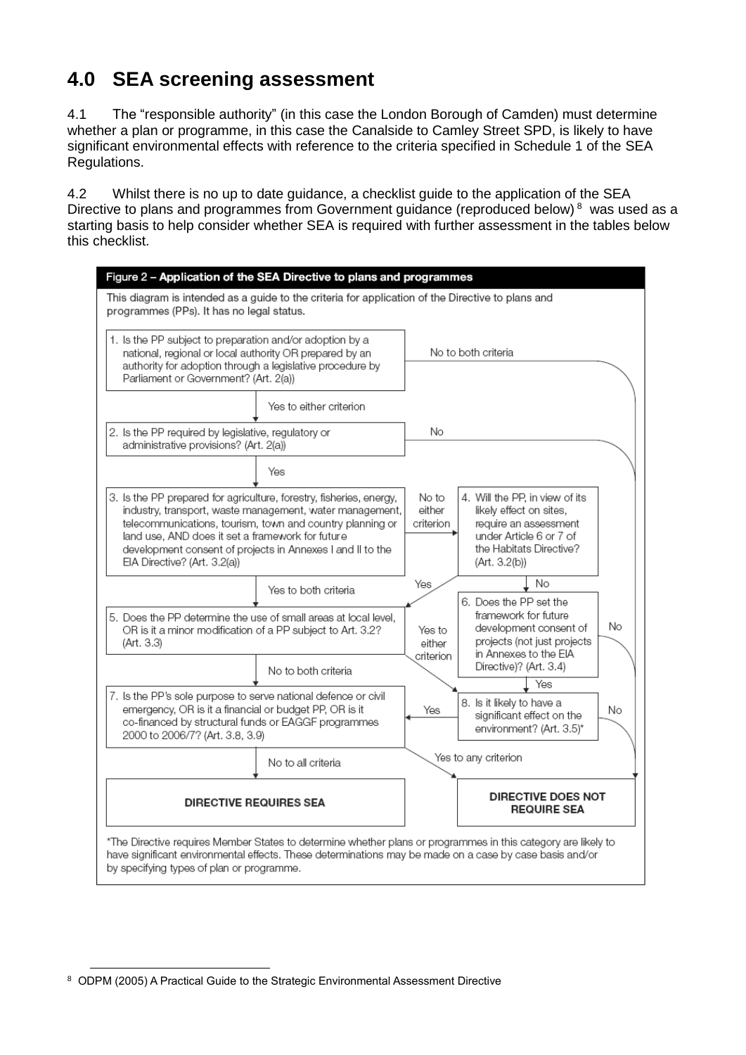# 4.0 SEA screening assessment

4.1 The "responsible authority" (in this case the London Borough of Camden) must determine whether a plan or programme, in this case the Canalside to Camley Street SPD, is likely to have significant environmental effects with reference to the criteria specified in Schedule 1 of the SEA Regulations.

4.2 Whilst there is no up to date guidance, a checklist guide to the application of the SEA Directive to plans and programmes from Government guidance (reproduced below) [8] was used as a starting basis to help consider whether SEA is required with further assessment in the tables below this checklist.

**Figure 2 – Application of the SEA Directive to plans and programmes**

This diagram is intended as a guide to the criteria for application of the Directive to plans and programmes (PPs). It has no legal status.

1. Is the PP subject to preparation and/or adoption by a national, regional or local authority OR prepared by an authority for adoption through a legislative procedure by Parliament or Government? (Art. 2(a))
   - No to both criteria → DIRECTIVE DOES NOT REQUIRE SEA
   - Yes to either criterion → 2
2. Is the PP required by legislative, regulatory or administrative provisions? (Art. 2(a))
   - No → DIRECTIVE DOES NOT REQUIRE SEA
   - Yes → 3
3. Is the PP prepared for agriculture, forestry, fisheries, energy, industry, transport, waste management, water management, telecommunications, tourism, town and country planning or land use, AND does it set a framework for future development consent of projects in Annexes I and II to the EIA Directive? (Art. 3.2(a))
   - No to either criterion → 4
   - Yes to both criteria → 5
4. Will the PP, in view of its likely effect on sites, require an assessment under Article 6 or 7 of the Habitats Directive? (Art. 3.2(b))
   - Yes → 5
   - No → 6
5. Does the PP determine the use of small areas at local level, OR is it a minor modification of a PP subject to Art. 3.2? (Art. 3.3)
   - Yes to either criterion → 8
   - No to both criteria → 7
6. Does the PP set the framework for future development consent of projects (not just projects in Annexes to the EIA Directive)? (Art. 3.4)
   - No → DIRECTIVE DOES NOT REQUIRE SEA
   - Yes → 8
7. Is the PP's sole purpose to serve national defence or civil emergency, OR is it a financial or budget PP, OR is it co-financed by structural funds or EAGGF programmes 2000 to 2006/7? (Art. 3.8, 3.9)
   - No to all criteria → DIRECTIVE REQUIRES SEA
   - Yes to any criterion → DIRECTIVE DOES NOT REQUIRE SEA
8. Is it likely to have a significant effect on the environment? (Art. 3.5)*
   - Yes → 7
   - No → DIRECTIVE DOES NOT REQUIRE SEA

**DIRECTIVE REQUIRES SEA** | **DIRECTIVE DOES NOT REQUIRE SEA**

*The Directive requires Member States to determine whether plans or programmes in this category are likely to have significant environmental effects. These determinations may be made on a case by case basis and/or by specifying types of plan or programme.

---

[8] ODPM (2005) A Practical Guide to the Strategic Environmental Assessment Directive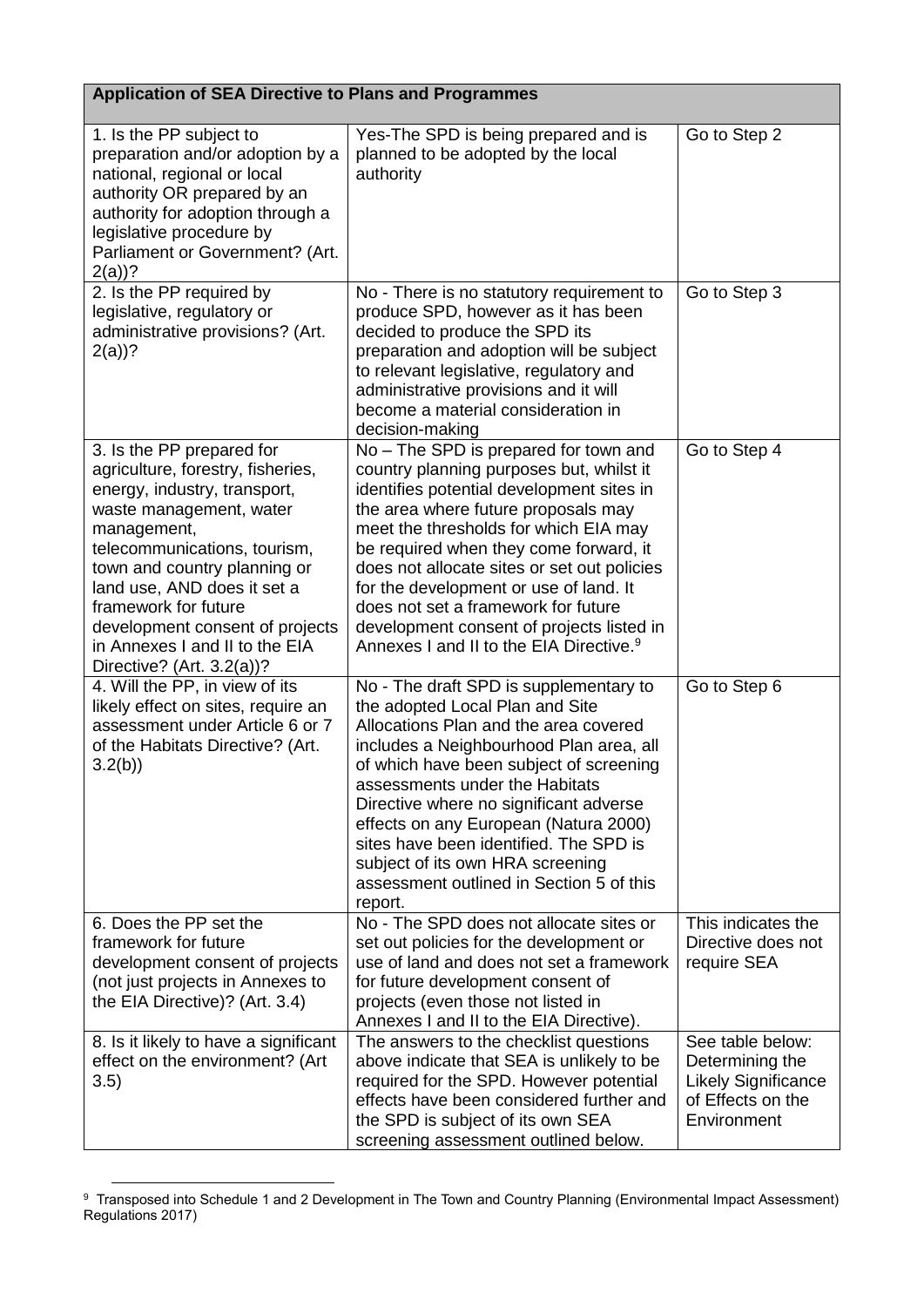| Application of SEA Directive to Plans and Programmes | | |
|---|---|---|
| 1. Is the PP subject to preparation and/or adoption by a national, regional or local authority OR prepared by an authority for adoption through a legislative procedure by Parliament or Government? (Art. 2(a))? | Yes-The SPD is being prepared and is planned to be adopted by the local authority | Go to Step 2 |
| 2. Is the PP required by legislative, regulatory or administrative provisions? (Art. 2(a))? | No - There is no statutory requirement to produce SPD, however as it has been decided to produce the SPD its preparation and adoption will be subject to relevant legislative, regulatory and administrative provisions and it will become a material consideration in decision-making | Go to Step 3 |
| 3. Is the PP prepared for agriculture, forestry, fisheries, energy, industry, transport, waste management, water management, telecommunications, tourism, town and country planning or land use, AND does it set a framework for future development consent of projects in Annexes I and II to the EIA Directive? (Art. 3.2(a))? | No – The SPD is prepared for town and country planning purposes but, whilst it identifies potential development sites in the area where future proposals may meet the thresholds for which EIA may be required when they come forward, it does not allocate sites or set out policies for the development or use of land. It does not set a framework for future development consent of projects listed in Annexes I and II to the EIA Directive.[9] | Go to Step 4 |
| 4. Will the PP, in view of its likely effect on sites, require an assessment under Article 6 or 7 of the Habitats Directive? (Art. 3.2(b)) | No - The draft SPD is supplementary to the adopted Local Plan and Site Allocations Plan and the area covered includes a Neighbourhood Plan area, all of which have been subject of screening assessments under the Habitats Directive where no significant adverse effects on any European (Natura 2000) sites have been identified. The SPD is subject of its own HRA screening assessment outlined in Section 5 of this report. | Go to Step 6 |
| 6. Does the PP set the framework for future development consent of projects (not just projects in Annexes to the EIA Directive)? (Art. 3.4) | No - The SPD does not allocate sites or set out policies for the development or use of land and does not set a framework for future development consent of projects (even those not listed in Annexes I and II to the EIA Directive). | This indicates the Directive does not require SEA |
| 8. Is it likely to have a significant effect on the environment? (Art 3.5) | The answers to the checklist questions above indicate that SEA is unlikely to be required for the SPD. However potential effects have been considered further and the SPD is subject of its own SEA screening assessment outlined below. | See table below: Determining the Likely Significance of Effects on the Environment |

[9] Transposed into Schedule 1 and 2 Development in The Town and Country Planning (Environmental Impact Assessment) Regulations 2017)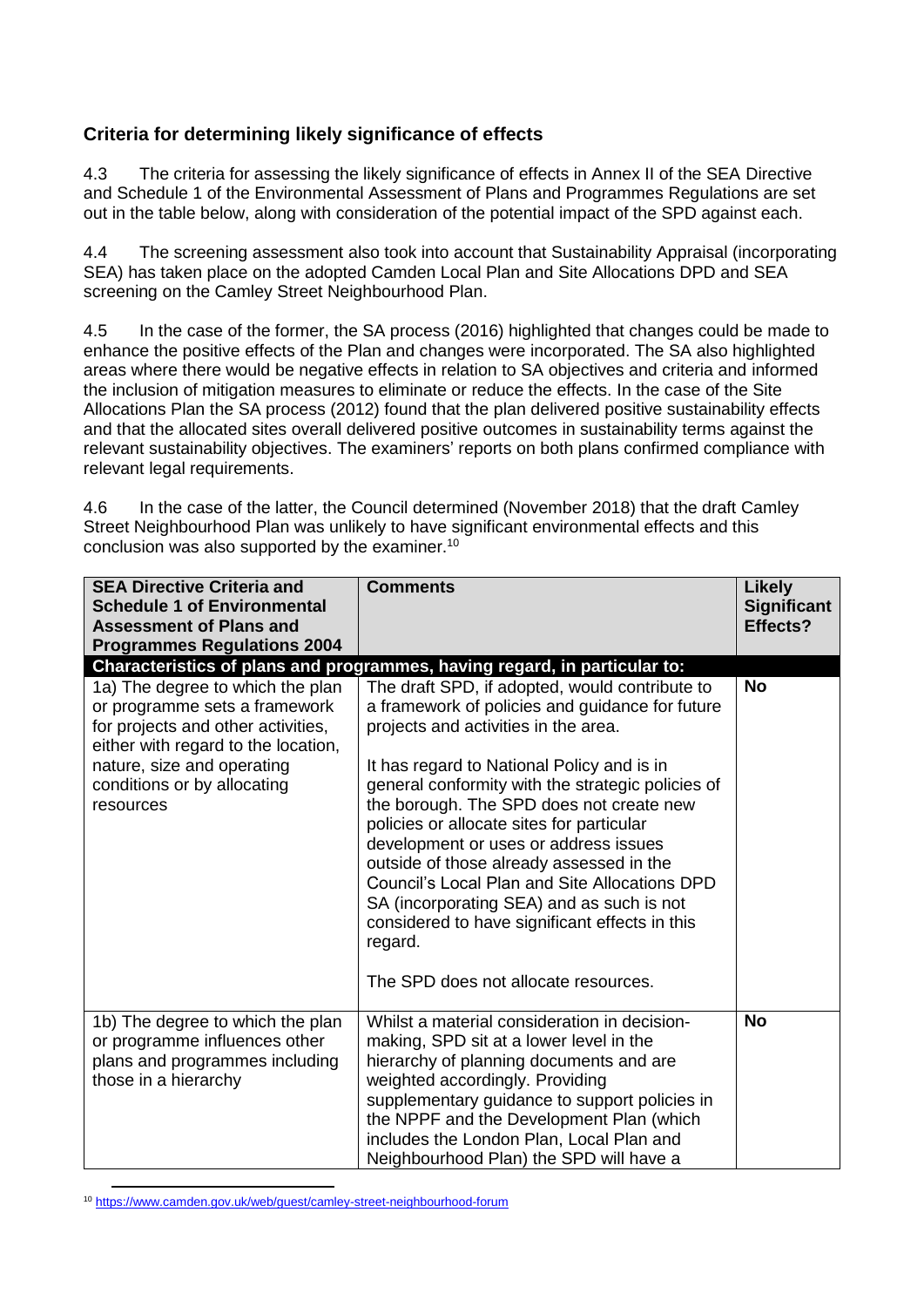### Criteria for determining likely significance of effects

4.3 The criteria for assessing the likely significance of effects in Annex II of the SEA Directive and Schedule 1 of the Environmental Assessment of Plans and Programmes Regulations are set out in the table below, along with consideration of the potential impact of the SPD against each.

4.4 The screening assessment also took into account that Sustainability Appraisal (incorporating SEA) has taken place on the adopted Camden Local Plan and Site Allocations DPD and SEA screening on the Camley Street Neighbourhood Plan.

4.5 In the case of the former, the SA process (2016) highlighted that changes could be made to enhance the positive effects of the Plan and changes were incorporated. The SA also highlighted areas where there would be negative effects in relation to SA objectives and criteria and informed the inclusion of mitigation measures to eliminate or reduce the effects. In the case of the Site Allocations Plan the SA process (2012) found that the plan delivered positive sustainability effects and that the allocated sites overall delivered positive outcomes in sustainability terms against the relevant sustainability objectives. The examiners' reports on both plans confirmed compliance with relevant legal requirements.

4.6 In the case of the latter, the Council determined (November 2018) that the draft Camley Street Neighbourhood Plan was unlikely to have significant environmental effects and this conclusion was also supported by the examiner.[10]

| SEA Directive Criteria and Schedule 1 of Environmental Assessment of Plans and Programmes Regulations 2004 | Comments | Likely Significant Effects? |
|---|---|---|
| **Characteristics of plans and programmes, having regard, in particular to:** | | |
| 1a) The degree to which the plan or programme sets a framework for projects and other activities, either with regard to the location, nature, size and operating conditions or by allocating resources | The draft SPD, if adopted, would contribute to a framework of policies and guidance for future projects and activities in the area.<br><br>It has regard to National Policy and is in general conformity with the strategic policies of the borough. The SPD does not create new policies or allocate sites for particular development or uses or address issues outside of those already assessed in the Council's Local Plan and Site Allocations DPD SA (incorporating SEA) and as such is not considered to have significant effects in this regard.<br><br>The SPD does not allocate resources. | **No** |
| 1b) The degree to which the plan or programme influences other plans and programmes including those in a hierarchy | Whilst a material consideration in decision-making, SPD sit at a lower level in the hierarchy of planning documents and are weighted accordingly. Providing supplementary guidance to support policies in the NPPF and the Development Plan (which includes the London Plan, Local Plan and Neighbourhood Plan) the SPD will have a | **No** |

[10] https://www.camden.gov.uk/web/guest/camley-street-neighbourhood-forum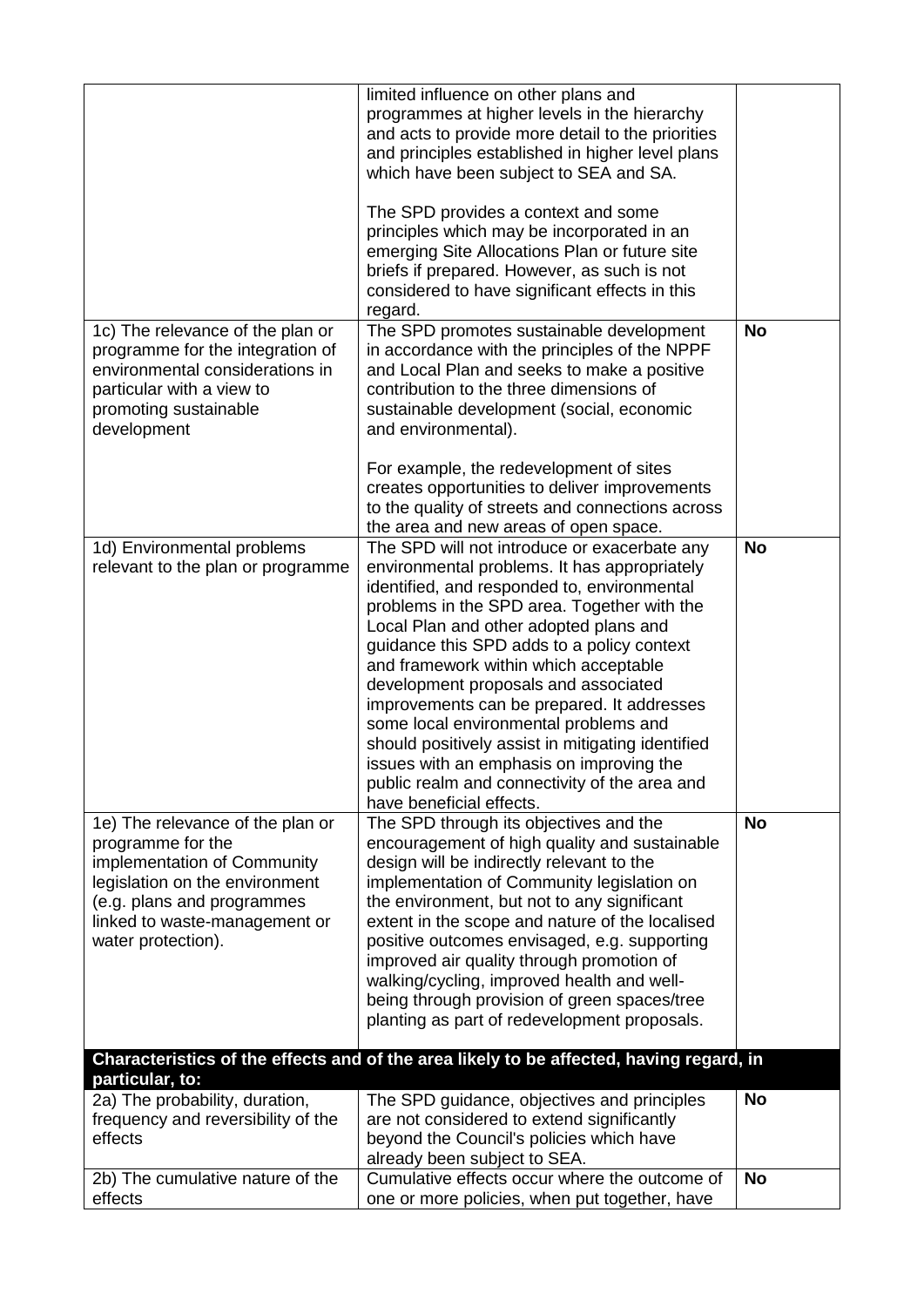| | | |
|---|---|---|
| | limited influence on other plans and programmes at higher levels in the hierarchy and acts to provide more detail to the priorities and principles established in higher level plans which have been subject to SEA and SA.<br><br>The SPD provides a context and some principles which may be incorporated in an emerging Site Allocations Plan or future site briefs if prepared. However, as such is not considered to have significant effects in this regard. | |
| 1c) The relevance of the plan or programme for the integration of environmental considerations in particular with a view to promoting sustainable development | The SPD promotes sustainable development in accordance with the principles of the NPPF and Local Plan and seeks to make a positive contribution to the three dimensions of sustainable development (social, economic and environmental).<br><br>For example, the redevelopment of sites creates opportunities to deliver improvements to the quality of streets and connections across the area and new areas of open space. | **No** |
| 1d) Environmental problems relevant to the plan or programme | The SPD will not introduce or exacerbate any environmental problems. It has appropriately identified, and responded to, environmental problems in the SPD area. Together with the Local Plan and other adopted plans and guidance this SPD adds to a policy context and framework within which acceptable development proposals and associated improvements can be prepared. It addresses some local environmental problems and should positively assist in mitigating identified issues with an emphasis on improving the public realm and connectivity of the area and have beneficial effects. | **No** |
| 1e) The relevance of the plan or programme for the implementation of Community legislation on the environment (e.g. plans and programmes linked to waste-management or water protection). | The SPD through its objectives and the encouragement of high quality and sustainable design will be indirectly relevant to the implementation of Community legislation on the environment, but not to any significant extent in the scope and nature of the localised positive outcomes envisaged, e.g. supporting improved air quality through promotion of walking/cycling, improved health and well-being through provision of green spaces/tree planting as part of redevelopment proposals. | **No** |
| **Characteristics of the effects and of the area likely to be affected, having regard, in particular, to:** | | |
| 2a) The probability, duration, frequency and reversibility of the effects | The SPD guidance, objectives and principles are not considered to extend significantly beyond the Council's policies which have already been subject to SEA. | **No** |
| 2b) The cumulative nature of the effects | Cumulative effects occur where the outcome of one or more policies, when put together, have | **No** |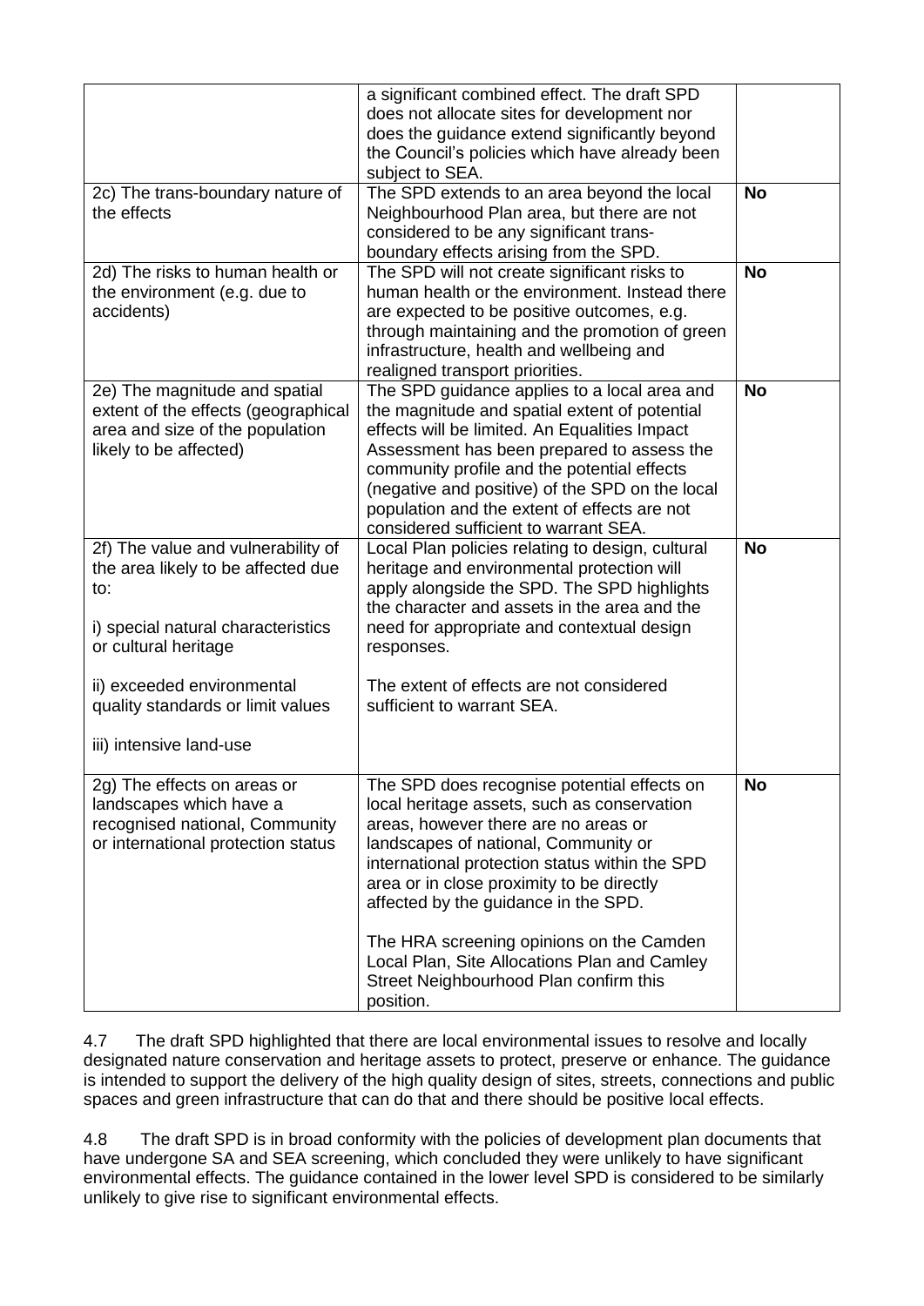| | | |
|---|---|---|
| | a significant combined effect. The draft SPD does not allocate sites for development nor does the guidance extend significantly beyond the Council's policies which have already been subject to SEA. | |
| 2c) The trans-boundary nature of the effects | The SPD extends to an area beyond the local Neighbourhood Plan area, but there are not considered to be any significant trans-boundary effects arising from the SPD. | **No** |
| 2d) The risks to human health or the environment (e.g. due to accidents) | The SPD will not create significant risks to human health or the environment. Instead there are expected to be positive outcomes, e.g. through maintaining and the promotion of green infrastructure, health and wellbeing and realigned transport priorities. | **No** |
| 2e) The magnitude and spatial extent of the effects (geographical area and size of the population likely to be affected) | The SPD guidance applies to a local area and the magnitude and spatial extent of potential effects will be limited. An Equalities Impact Assessment has been prepared to assess the community profile and the potential effects (negative and positive) of the SPD on the local population and the extent of effects are not considered sufficient to warrant SEA. | **No** |
| 2f) The value and vulnerability of the area likely to be affected due to:<br><br>i) special natural characteristics or cultural heritage<br><br>ii) exceeded environmental quality standards or limit values<br><br>iii) intensive land-use | Local Plan policies relating to design, cultural heritage and environmental protection will apply alongside the SPD. The SPD highlights the character and assets in the area and the need for appropriate and contextual design responses.<br><br>The extent of effects are not considered sufficient to warrant SEA. | **No** |
| 2g) The effects on areas or landscapes which have a recognised national, Community or international protection status | The SPD does recognise potential effects on local heritage assets, such as conservation areas, however there are no areas or landscapes of national, Community or international protection status within the SPD area or in close proximity to be directly affected by the guidance in the SPD.<br><br>The HRA screening opinions on the Camden Local Plan, Site Allocations Plan and Camley Street Neighbourhood Plan confirm this position. | **No** |

4.7 The draft SPD highlighted that there are local environmental issues to resolve and locally designated nature conservation and heritage assets to protect, preserve or enhance. The guidance is intended to support the delivery of the high quality design of sites, streets, connections and public spaces and green infrastructure that can do that and there should be positive local effects.

4.8 The draft SPD is in broad conformity with the policies of development plan documents that have undergone SA and SEA screening, which concluded they were unlikely to have significant environmental effects. The guidance contained in the lower level SPD is considered to be similarly unlikely to give rise to significant environmental effects.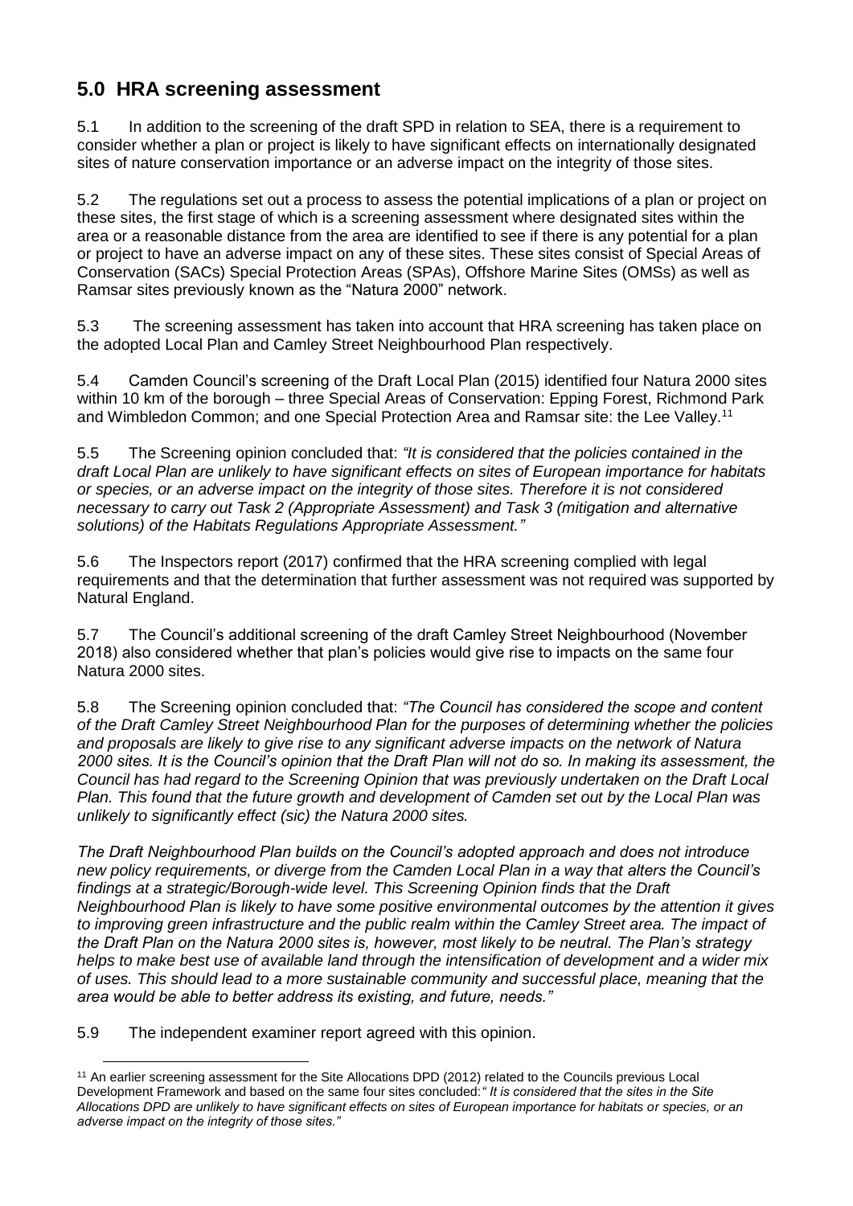## 5.0 HRA screening assessment

5.1 In addition to the screening of the draft SPD in relation to SEA, there is a requirement to consider whether a plan or project is likely to have significant effects on internationally designated sites of nature conservation importance or an adverse impact on the integrity of those sites.

5.2 The regulations set out a process to assess the potential implications of a plan or project on these sites, the first stage of which is a screening assessment where designated sites within the area or a reasonable distance from the area are identified to see if there is any potential for a plan or project to have an adverse impact on any of these sites. These sites consist of Special Areas of Conservation (SACs) Special Protection Areas (SPAs), Offshore Marine Sites (OMSs) as well as Ramsar sites previously known as the "Natura 2000" network.

5.3 The screening assessment has taken into account that HRA screening has taken place on the adopted Local Plan and Camley Street Neighbourhood Plan respectively.

5.4 Camden Council's screening of the Draft Local Plan (2015) identified four Natura 2000 sites within 10 km of the borough – three Special Areas of Conservation: Epping Forest, Richmond Park and Wimbledon Common; and one Special Protection Area and Ramsar site: the Lee Valley.[11]

5.5 The Screening opinion concluded that: *"It is considered that the policies contained in the draft Local Plan are unlikely to have significant effects on sites of European importance for habitats or species, or an adverse impact on the integrity of those sites. Therefore it is not considered necessary to carry out Task 2 (Appropriate Assessment) and Task 3 (mitigation and alternative solutions) of the Habitats Regulations Appropriate Assessment."*

5.6 The Inspectors report (2017) confirmed that the HRA screening complied with legal requirements and that the determination that further assessment was not required was supported by Natural England.

5.7 The Council's additional screening of the draft Camley Street Neighbourhood (November 2018) also considered whether that plan's policies would give rise to impacts on the same four Natura 2000 sites.

5.8 The Screening opinion concluded that: *"The Council has considered the scope and content of the Draft Camley Street Neighbourhood Plan for the purposes of determining whether the policies and proposals are likely to give rise to any significant adverse impacts on the network of Natura 2000 sites. It is the Council's opinion that the Draft Plan will not do so. In making its assessment, the Council has had regard to the Screening Opinion that was previously undertaken on the Draft Local Plan. This found that the future growth and development of Camden set out by the Local Plan was unlikely to significantly effect (sic) the Natura 2000 sites.*

*The Draft Neighbourhood Plan builds on the Council's adopted approach and does not introduce new policy requirements, or diverge from the Camden Local Plan in a way that alters the Council's findings at a strategic/Borough-wide level. This Screening Opinion finds that the Draft Neighbourhood Plan is likely to have some positive environmental outcomes by the attention it gives to improving green infrastructure and the public realm within the Camley Street area. The impact of the Draft Plan on the Natura 2000 sites is, however, most likely to be neutral. The Plan's strategy helps to make best use of available land through the intensification of development and a wider mix of uses. This should lead to a more sustainable community and successful place, meaning that the area would be able to better address its existing, and future, needs."*

5.9 The independent examiner report agreed with this opinion.

---

[11] An earlier screening assessment for the Site Allocations DPD (2012) related to the Councils previous Local Development Framework and based on the same four sites concluded:*" It is considered that the sites in the Site Allocations DPD are unlikely to have significant effects on sites of European importance for habitats or species, or an adverse impact on the integrity of those sites."*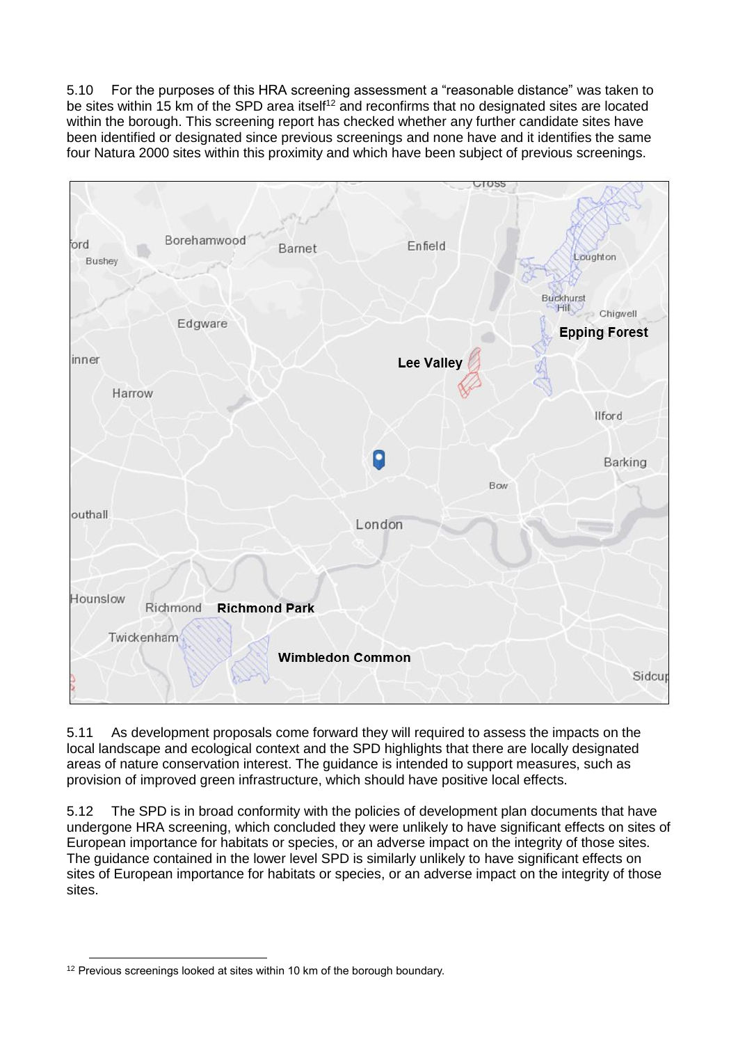5.10 For the purposes of this HRA screening assessment a "reasonable distance" was taken to be sites within 15 km of the SPD area itself[12] and reconfirms that no designated sites are located within the borough. This screening report has checked whether any further candidate sites have been identified or designated since previous screenings and none have and it identifies the same four Natura 2000 sites within this proximity and which have been subject of previous screenings.

5.11 As development proposals come forward they will required to assess the impacts on the local landscape and ecological context and the SPD highlights that there are locally designated areas of nature conservation interest. The guidance is intended to support measures, such as provision of improved green infrastructure, which should have positive local effects.

5.12 The SPD is in broad conformity with the policies of development plan documents that have undergone HRA screening, which concluded they were unlikely to have significant effects on sites of European importance for habitats or species, or an adverse impact on the integrity of those sites. The guidance contained in the lower level SPD is similarly unlikely to have significant effects on sites of European importance for habitats or species, or an adverse impact on the integrity of those sites.

[12] Previous screenings looked at sites within 10 km of the borough boundary.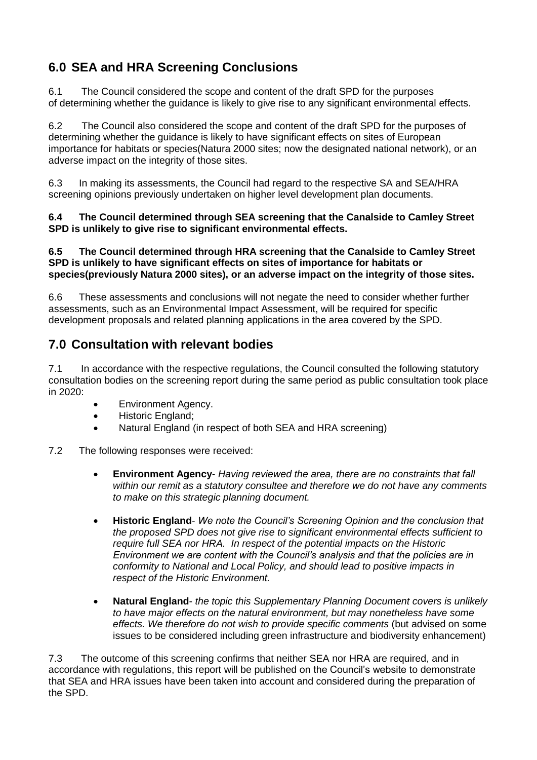## 6.0 SEA and HRA Screening Conclusions

6.1 The Council considered the scope and content of the draft SPD for the purposes of determining whether the guidance is likely to give rise to any significant environmental effects.

6.2 The Council also considered the scope and content of the draft SPD for the purposes of determining whether the guidance is likely to have significant effects on sites of European importance for habitats or species(Natura 2000 sites; now the designated national network), or an adverse impact on the integrity of those sites.

6.3 In making its assessments, the Council had regard to the respective SA and SEA/HRA screening opinions previously undertaken on higher level development plan documents.

**6.4 The Council determined through SEA screening that the Canalside to Camley Street SPD is unlikely to give rise to significant environmental effects.**

**6.5 The Council determined through HRA screening that the Canalside to Camley Street SPD is unlikely to have significant effects on sites of importance for habitats or species(previously Natura 2000 sites), or an adverse impact on the integrity of those sites.**

6.6 These assessments and conclusions will not negate the need to consider whether further assessments, such as an Environmental Impact Assessment, will be required for specific development proposals and related planning applications in the area covered by the SPD.

## 7.0 Consultation with relevant bodies

7.1 In accordance with the respective regulations, the Council consulted the following statutory consultation bodies on the screening report during the same period as public consultation took place in 2020:

- Environment Agency.
- Historic England;
- Natural England (in respect of both SEA and HRA screening)

7.2 The following responses were received:

- **Environment Agency**- *Having reviewed the area, there are no constraints that fall within our remit as a statutory consultee and therefore we do not have any comments to make on this strategic planning document.*

- **Historic England**- *We note the Council's Screening Opinion and the conclusion that the proposed SPD does not give rise to significant environmental effects sufficient to require full SEA nor HRA. In respect of the potential impacts on the Historic Environment we are content with the Council's analysis and that the policies are in conformity to National and Local Policy, and should lead to positive impacts in respect of the Historic Environment.*

- **Natural England**- *the topic this Supplementary Planning Document covers is unlikely to have major effects on the natural environment, but may nonetheless have some effects. We therefore do not wish to provide specific comments* (but advised on some issues to be considered including green infrastructure and biodiversity enhancement)

7.3 The outcome of this screening confirms that neither SEA nor HRA are required, and in accordance with regulations, this report will be published on the Council's website to demonstrate that SEA and HRA issues have been taken into account and considered during the preparation of the SPD.